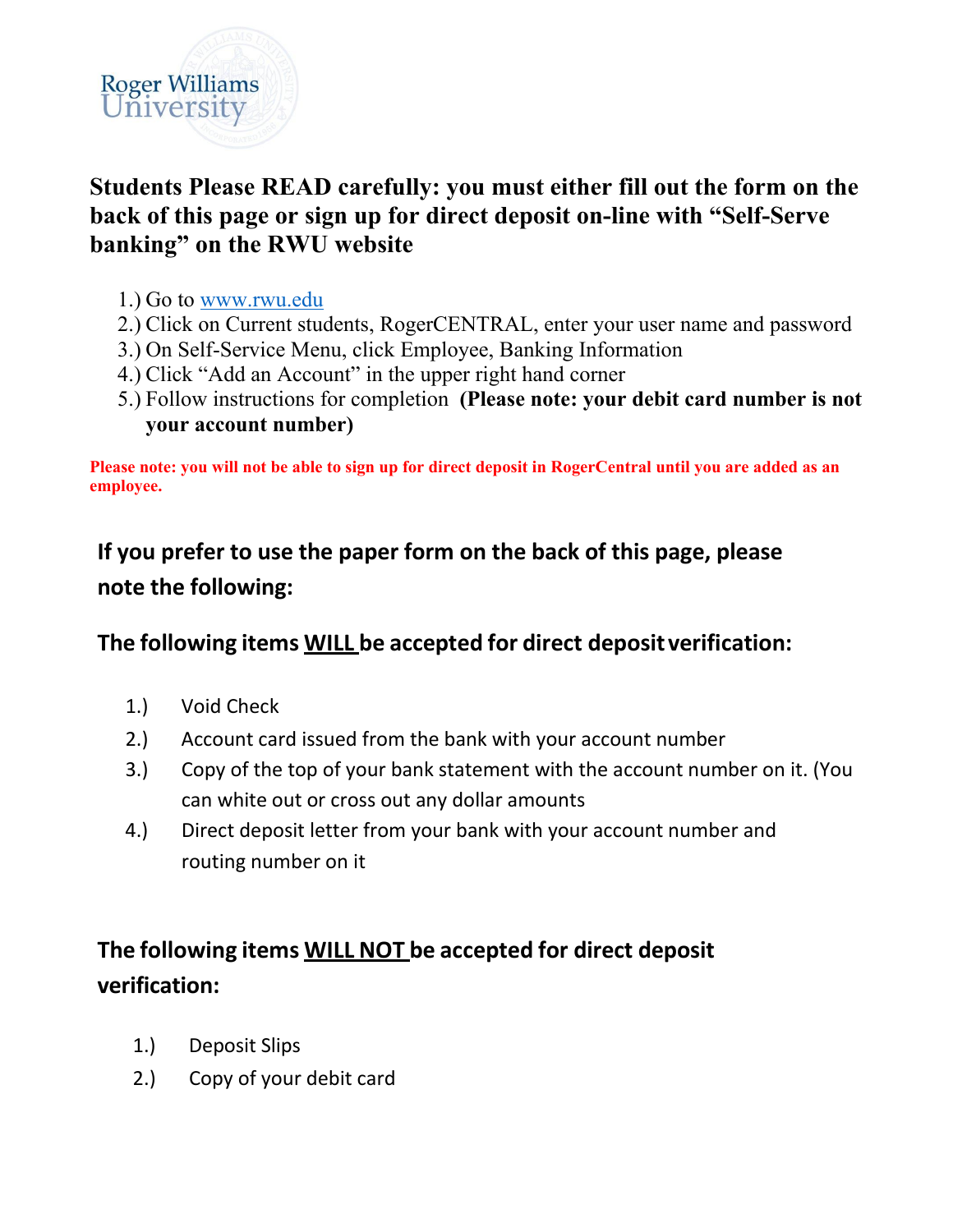Roger Williams University

## Students Please READ carefully: you must either fill out the form on the back of this page or sign up for direct deposit on-line with "Self-Serve banking" on the RWU website

1.) Go to www.rwu.edu
2.) Click on Current students, RogerCENTRAL, enter your user name and password
3.) On Self-Service Menu, click Employee, Banking Information
4.) Click "Add an Account" in the upper right hand corner
5.) Follow instructions for completion **(Please note: your debit card number is not your account number)**

**Please note: you will not be able to sign up for direct deposit in RogerCentral until you are added as an employee.**

### If you prefer to use the paper form on the back of this page, please note the following:

### The following items WILL be accepted for direct deposit verification:

1.) Void Check
2.) Account card issued from the bank with your account number
3.) Copy of the top of your bank statement with the account number on it. (You can white out or cross out any dollar amounts
4.) Direct deposit letter from your bank with your account number and routing number on it

### The following items WILL NOT be accepted for direct deposit verification:

1.) Deposit Slips
2.) Copy of your debit card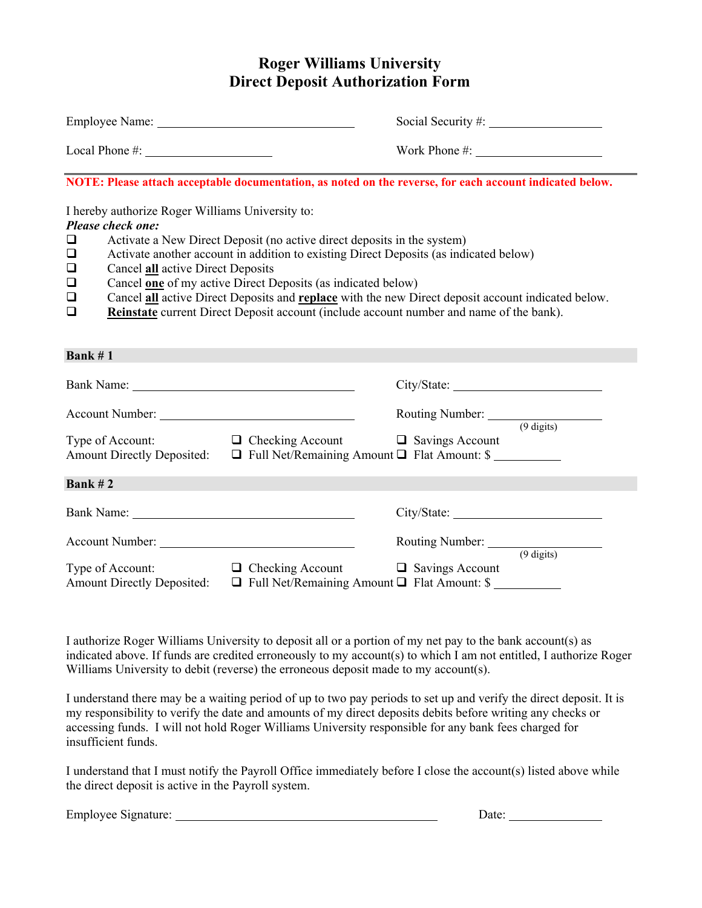# Roger Williams University
# Direct Deposit Authorization Form

Employee Name: ______________________________ Social Security #: ________________

Local Phone #: ____________________ Work Phone #: ____________________

**NOTE: Please attach acceptable documentation, as noted on the reverse, for each account indicated below.**

I hereby authorize Roger Williams University to:

***Please check one:***

- ☐ Activate a New Direct Deposit (no active direct deposits in the system)
- ☐ Activate another account in addition to existing Direct Deposits (as indicated below)
- ☐ Cancel **all** active Direct Deposits
- ☐ Cancel **one** of my active Direct Deposits (as indicated below)
- ☐ Cancel **all** active Direct Deposits and **replace** with the new Direct deposit account indicated below.
- ☐ **Reinstate** current Direct Deposit account (include account number and name of the bank).

## Bank # 1

Bank Name: ________________________________ City/State: ______________________

Account Number: ____________________________ Routing Number: ________________ (9 digits)

Type of Account: ☐ Checking Account ☐ Savings Account

Amount Directly Deposited: ☐ Full Net/Remaining Amount ☐ Flat Amount: $ __________

## Bank # 2

Bank Name: ________________________________ City/State: ______________________

Account Number: ____________________________ Routing Number: ________________ (9 digits)

Type of Account: ☐ Checking Account ☐ Savings Account

Amount Directly Deposited: ☐ Full Net/Remaining Amount ☐ Flat Amount: $ __________

I authorize Roger Williams University to deposit all or a portion of my net pay to the bank account(s) as indicated above. If funds are credited erroneously to my account(s) to which I am not entitled, I authorize Roger Williams University to debit (reverse) the erroneous deposit made to my account(s).

I understand there may be a waiting period of up to two pay periods to set up and verify the direct deposit. It is my responsibility to verify the date and amounts of my direct deposits debits before writing any checks or accessing funds. I will not hold Roger Williams University responsible for any bank fees charged for insufficient funds.

I understand that I must notify the Payroll Office immediately before I close the account(s) listed above while the direct deposit is active in the Payroll system.

Employee Signature: ________________________________________ Date: ______________